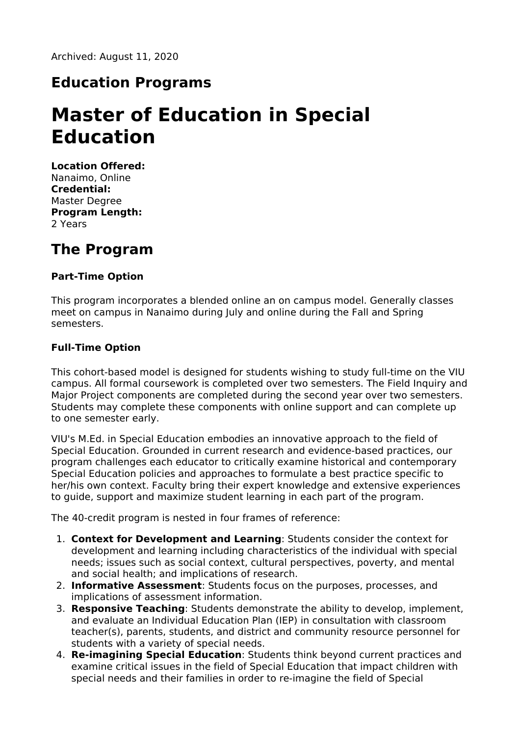Archived: August 11, 2020

## Education Programs

# Master of Education in Special Education

**Location Offered:**
Nanaimo, Online
**Credential:**
Master Degree
**Program Length:**
2 Years

## The Program

#### Part-Time Option

This program incorporates a blended online an on campus model. Generally classes meet on campus in Nanaimo during July and online during the Fall and Spring semesters.

#### Full-Time Option

This cohort-based model is designed for students wishing to study full-time on the VIU campus. All formal coursework is completed over two semesters. The Field Inquiry and Major Project components are completed during the second year over two semesters. Students may complete these components with online support and can complete up to one semester early.

VIU's M.Ed. in Special Education embodies an innovative approach to the field of Special Education. Grounded in current research and evidence-based practices, our program challenges each educator to critically examine historical and contemporary Special Education policies and approaches to formulate a best practice specific to her/his own context. Faculty bring their expert knowledge and extensive experiences to guide, support and maximize student learning in each part of the program.

The 40-credit program is nested in four frames of reference:

1. **Context for Development and Learning**: Students consider the context for development and learning including characteristics of the individual with special needs; issues such as social context, cultural perspectives, poverty, and mental and social health; and implications of research.
2. **Informative Assessment**: Students focus on the purposes, processes, and implications of assessment information.
3. **Responsive Teaching**: Students demonstrate the ability to develop, implement, and evaluate an Individual Education Plan (IEP) in consultation with classroom teacher(s), parents, students, and district and community resource personnel for students with a variety of special needs.
4. **Re-imagining Special Education**: Students think beyond current practices and examine critical issues in the field of Special Education that impact children with special needs and their families in order to re-imagine the field of Special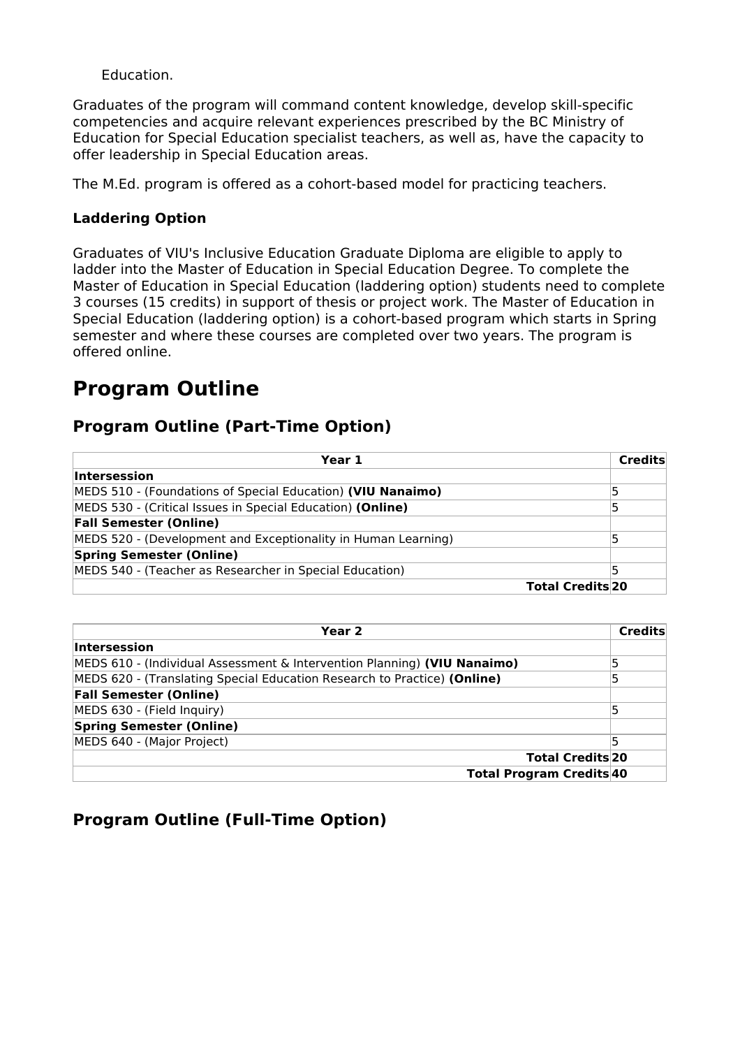Education.

Graduates of the program will command content knowledge, develop skill-specific competencies and acquire relevant experiences prescribed by the BC Ministry of Education for Special Education specialist teachers, as well as, have the capacity to offer leadership in Special Education areas.

The M.Ed. program is offered as a cohort-based model for practicing teachers.

### Laddering Option

Graduates of VIU's Inclusive Education Graduate Diploma are eligible to apply to ladder into the Master of Education in Special Education Degree. To complete the Master of Education in Special Education (laddering option) students need to complete 3 courses (15 credits) in support of thesis or project work. The Master of Education in Special Education (laddering option) is a cohort-based program which starts in Spring semester and where these courses are completed over two years. The program is offered online.

# Program Outline

## Program Outline (Part-Time Option)

| Year 1 | Credits |
|---|---|
| **Intersession** | |
| MEDS 510 - (Foundations of Special Education) **(VIU Nanaimo)** | 5 |
| MEDS 530 - (Critical Issues in Special Education) **(Online)** | 5 |
| **Fall Semester (Online)** | |
| MEDS 520 - (Development and Exceptionality in Human Learning) | 5 |
| **Spring Semester (Online)** | |
| MEDS 540 - (Teacher as Researcher in Special Education) | 5 |
| **Total Credits** | **20** |

| Year 2 | Credits |
|---|---|
| **Intersession** | |
| MEDS 610 - (Individual Assessment & Intervention Planning) **(VIU Nanaimo)** | 5 |
| MEDS 620 - (Translating Special Education Research to Practice) **(Online)** | 5 |
| **Fall Semester (Online)** | |
| MEDS 630 - (Field Inquiry) | 5 |
| **Spring Semester (Online)** | |
| MEDS 640 - (Major Project) | 5 |
| **Total Credits** | **20** |
| **Total Program Credits** | **40** |

## Program Outline (Full-Time Option)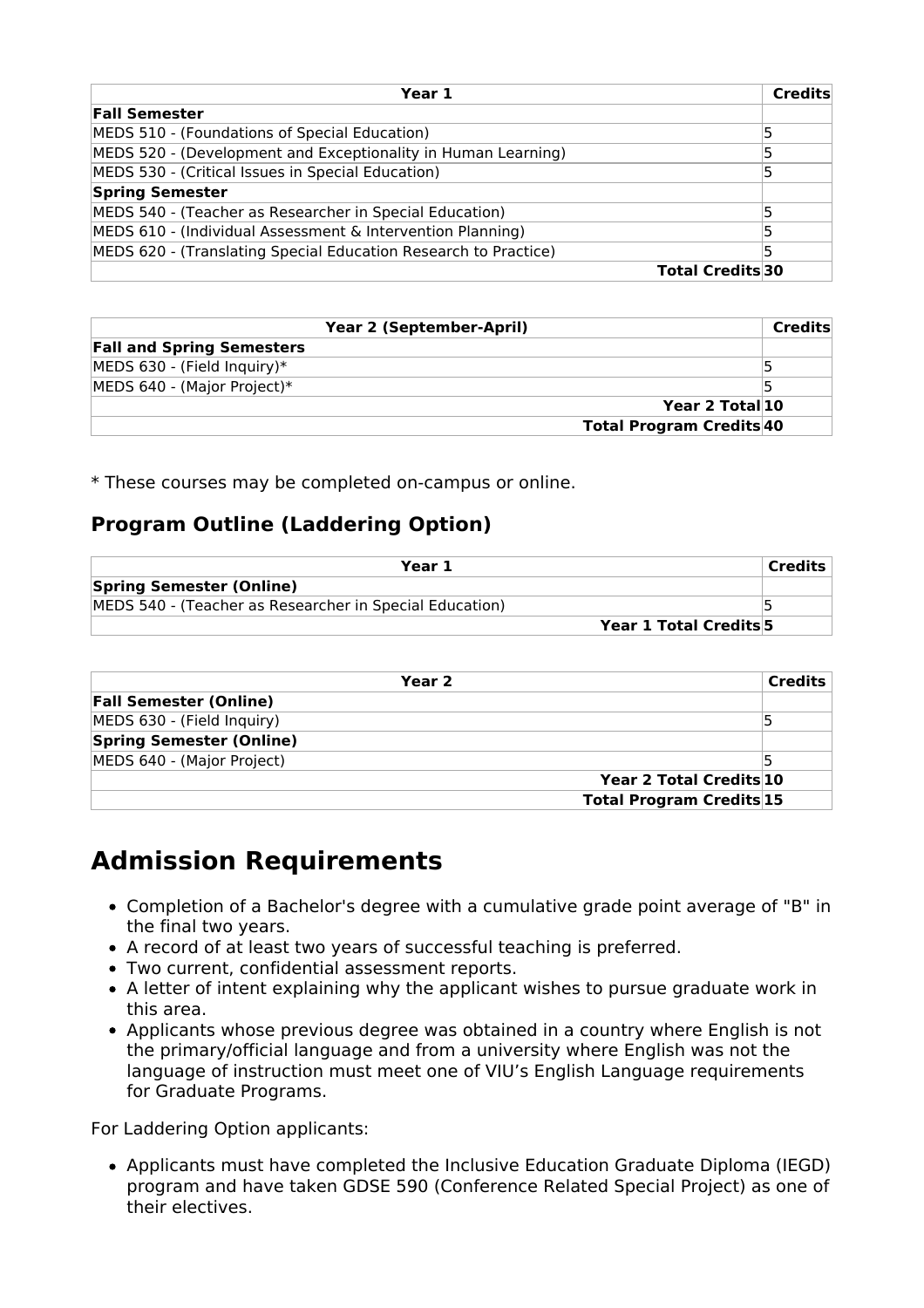| Year 1 | Credits |
| --- | --- |
| **Fall Semester** | |
| MEDS 510 - (Foundations of Special Education) | 5 |
| MEDS 520 - (Development and Exceptionality in Human Learning) | 5 |
| MEDS 530 - (Critical Issues in Special Education) | 5 |
| **Spring Semester** | |
| MEDS 540 - (Teacher as Researcher in Special Education) | 5 |
| MEDS 610 - (Individual Assessment & Intervention Planning) | 5 |
| MEDS 620 - (Translating Special Education Research to Practice) | 5 |
| **Total Credits** | **30** |

| Year 2 (September-April) | Credits |
| --- | --- |
| **Fall and Spring Semesters** | |
| MEDS 630 - (Field Inquiry)* | 5 |
| MEDS 640 - (Major Project)* | 5 |
| **Year 2 Total** | **10** |
| **Total Program Credits** | **40** |

* These courses may be completed on-campus or online.

### Program Outline (Laddering Option)

| Year 1 | Credits |
| --- | --- |
| **Spring Semester (Online)** | |
| MEDS 540 - (Teacher as Researcher in Special Education) | 5 |
| **Year 1 Total Credits** | **5** |

| Year 2 | Credits |
| --- | --- |
| **Fall Semester (Online)** | |
| MEDS 630 - (Field Inquiry) | 5 |
| **Spring Semester (Online)** | |
| MEDS 640 - (Major Project) | 5 |
| **Year 2 Total Credits** | **10** |
| **Total Program Credits** | **15** |

# Admission Requirements

- Completion of a Bachelor's degree with a cumulative grade point average of "B" in the final two years.
- A record of at least two years of successful teaching is preferred.
- Two current, confidential assessment reports.
- A letter of intent explaining why the applicant wishes to pursue graduate work in this area.
- Applicants whose previous degree was obtained in a country where English is not the primary/official language and from a university where English was not the language of instruction must meet one of VIU's English Language requirements for Graduate Programs.

For Laddering Option applicants:

- Applicants must have completed the Inclusive Education Graduate Diploma (IEGD) program and have taken GDSE 590 (Conference Related Special Project) as one of their electives.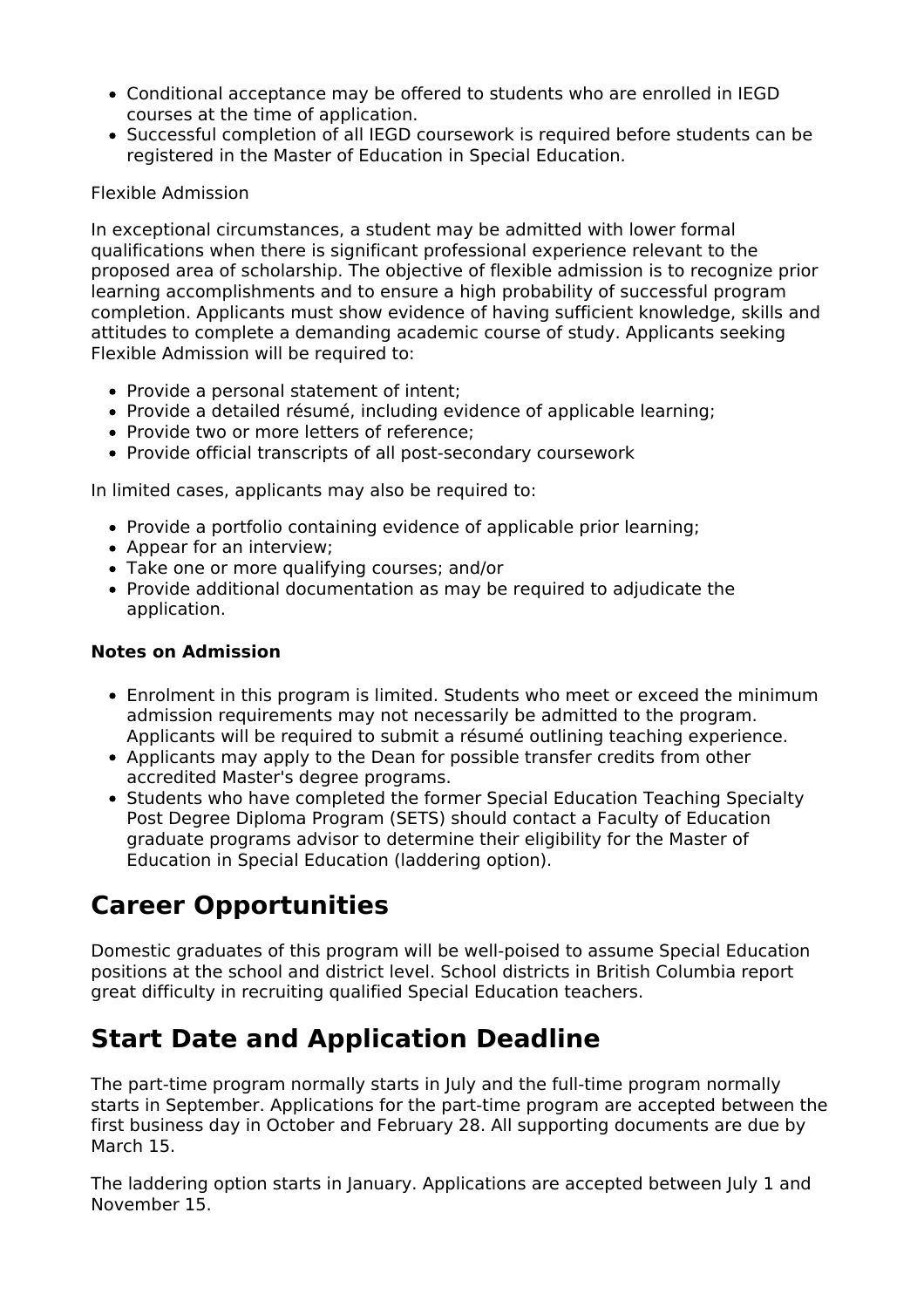- Conditional acceptance may be offered to students who are enrolled in IEGD courses at the time of application.
- Successful completion of all IEGD coursework is required before students can be registered in the Master of Education in Special Education.

Flexible Admission

In exceptional circumstances, a student may be admitted with lower formal qualifications when there is significant professional experience relevant to the proposed area of scholarship. The objective of flexible admission is to recognize prior learning accomplishments and to ensure a high probability of successful program completion. Applicants must show evidence of having sufficient knowledge, skills and attitudes to complete a demanding academic course of study. Applicants seeking Flexible Admission will be required to:

- Provide a personal statement of intent;
- Provide a detailed résumé, including evidence of applicable learning;
- Provide two or more letters of reference;
- Provide official transcripts of all post-secondary coursework

In limited cases, applicants may also be required to:

- Provide a portfolio containing evidence of applicable prior learning;
- Appear for an interview;
- Take one or more qualifying courses; and/or
- Provide additional documentation as may be required to adjudicate the application.

**Notes on Admission**

- Enrolment in this program is limited. Students who meet or exceed the minimum admission requirements may not necessarily be admitted to the program. Applicants will be required to submit a résumé outlining teaching experience.
- Applicants may apply to the Dean for possible transfer credits from other accredited Master's degree programs.
- Students who have completed the former Special Education Teaching Specialty Post Degree Diploma Program (SETS) should contact a Faculty of Education graduate programs advisor to determine their eligibility for the Master of Education in Special Education (laddering option).

## Career Opportunities

Domestic graduates of this program will be well-poised to assume Special Education positions at the school and district level. School districts in British Columbia report great difficulty in recruiting qualified Special Education teachers.

## Start Date and Application Deadline

The part-time program normally starts in July and the full-time program normally starts in September. Applications for the part-time program are accepted between the first business day in October and February 28. All supporting documents are due by March 15.

The laddering option starts in January. Applications are accepted between July 1 and November 15.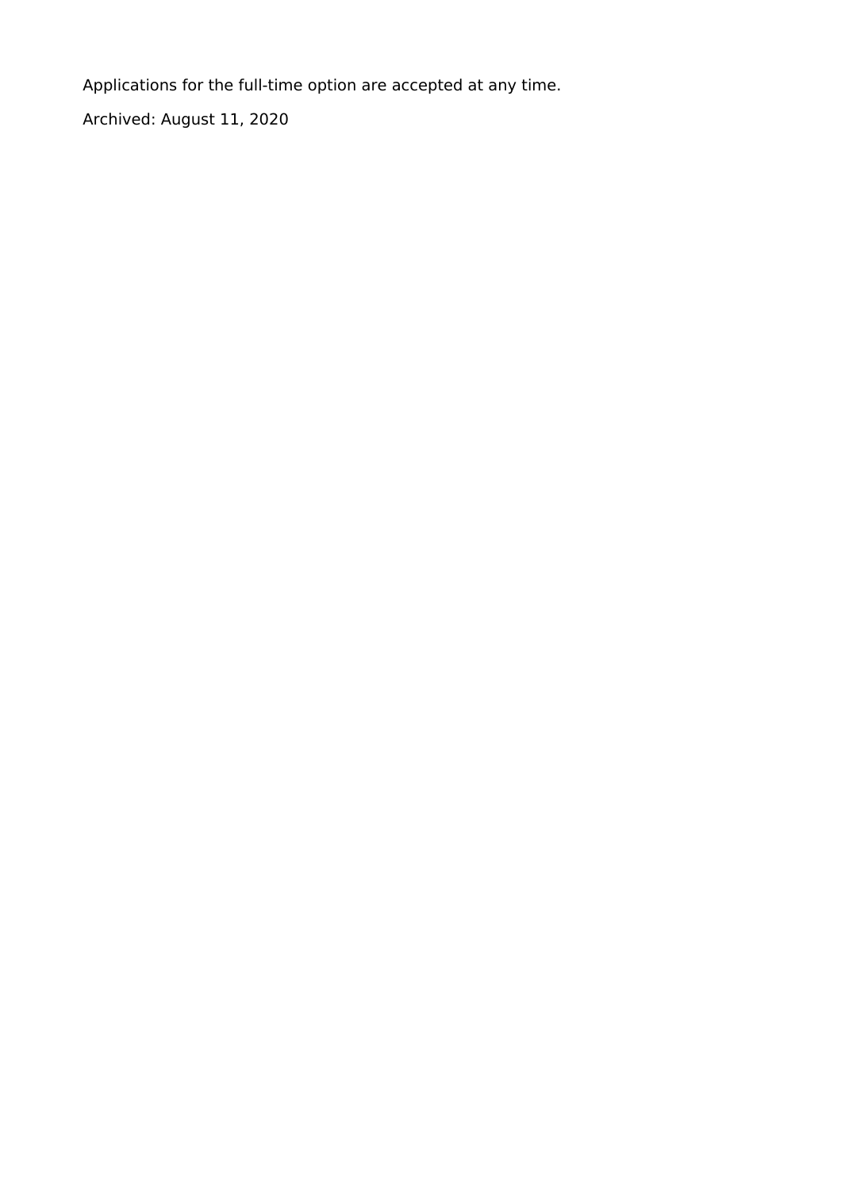Applications for the full-time option are accepted at any time.

Archived: August 11, 2020